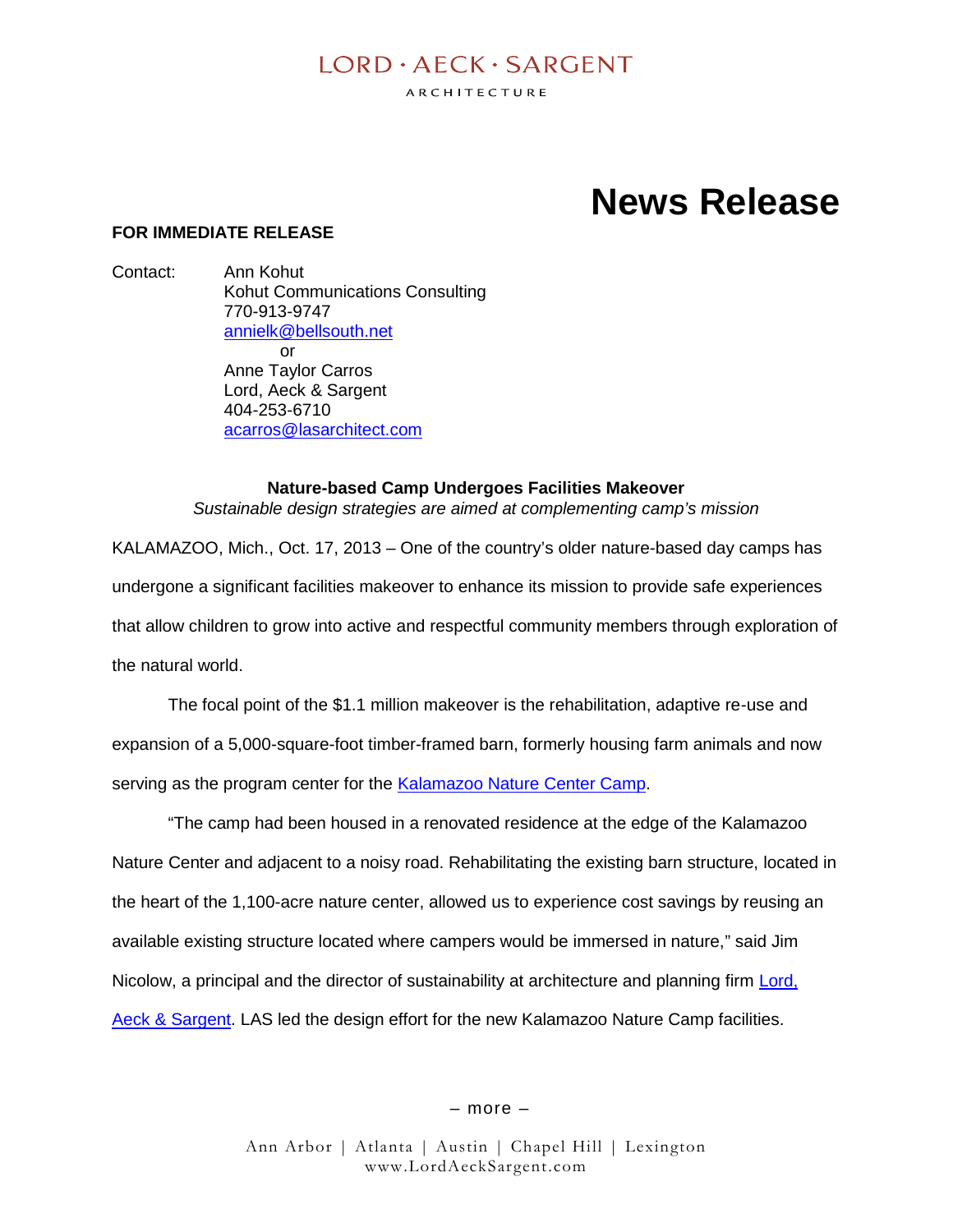LORD · AECK · SARGENT

ARCHITECTURE

# News Release

**FOR IMMEDIATE RELEASE**

Contact: Ann Kohut
Kohut Communications Consulting
770-913-9747
annielk@bellsouth.net
or
Anne Taylor Carros
Lord, Aeck & Sargent
404-253-6710
acarros@lasarchitect.com

**Nature-based Camp Undergoes Facilities Makeover**

*Sustainable design strategies are aimed at complementing camp's mission*

KALAMAZOO, Mich., Oct. 17, 2013 – One of the country's older nature-based day camps has undergone a significant facilities makeover to enhance its mission to provide safe experiences that allow children to grow into active and respectful community members through exploration of the natural world.

The focal point of the $1.1 million makeover is the rehabilitation, adaptive re-use and expansion of a 5,000-square-foot timber-framed barn, formerly housing farm animals and now serving as the program center for the Kalamazoo Nature Center Camp.

"The camp had been housed in a renovated residence at the edge of the Kalamazoo Nature Center and adjacent to a noisy road. Rehabilitating the existing barn structure, located in the heart of the 1,100-acre nature center, allowed us to experience cost savings by reusing an available existing structure located where campers would be immersed in nature," said Jim Nicolow, a principal and the director of sustainability at architecture and planning firm Lord, Aeck & Sargent. LAS led the design effort for the new Kalamazoo Nature Camp facilities.

– more –

Ann Arbor | Atlanta | Austin | Chapel Hill | Lexington
www.LordAeckSargent.com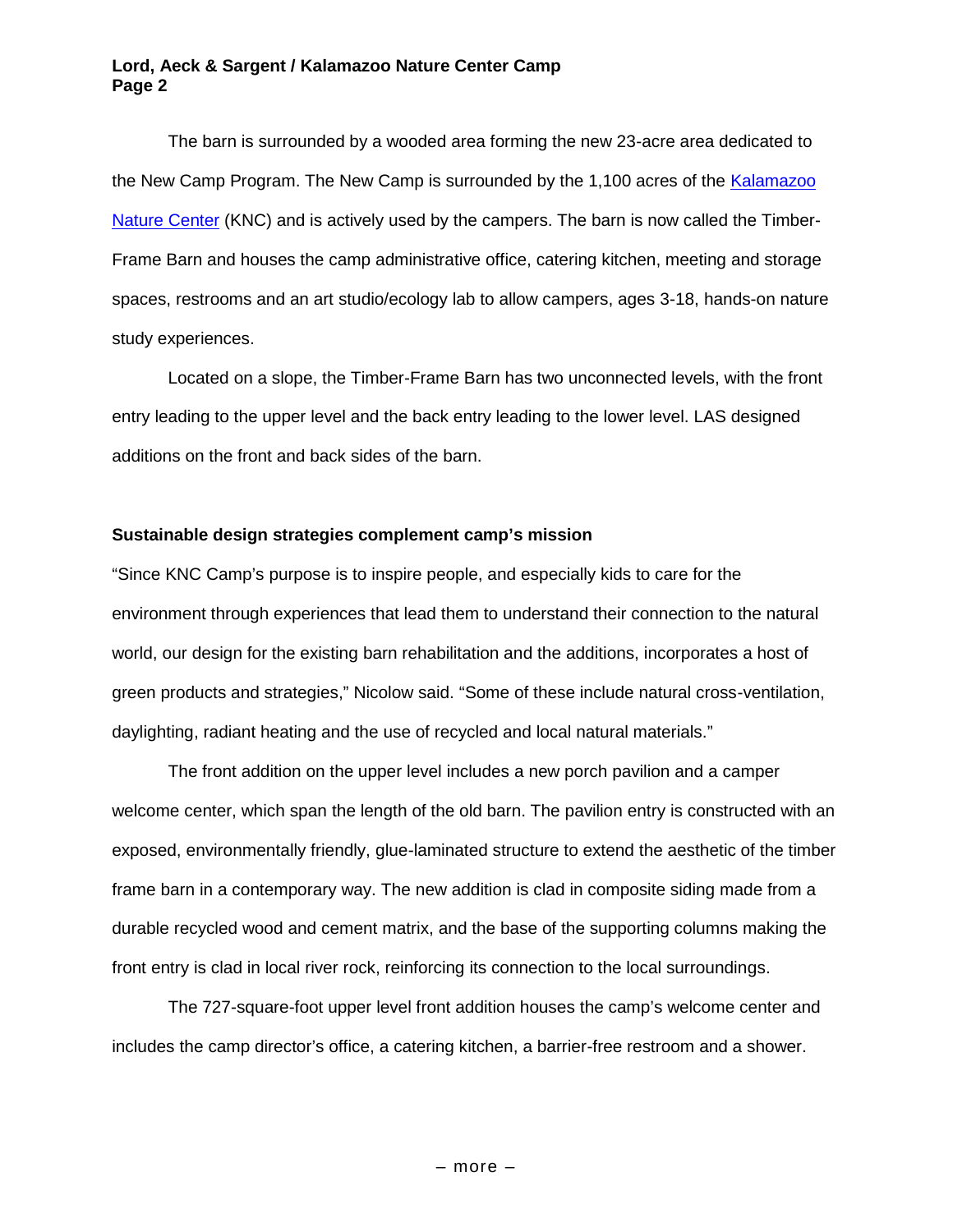The barn is surrounded by a wooded area forming the new 23-acre area dedicated to the New Camp Program. The New Camp is surrounded by the 1,100 acres of the Kalamazoo Nature Center (KNC) and is actively used by the campers. The barn is now called the Timber-Frame Barn and houses the camp administrative office, catering kitchen, meeting and storage spaces, restrooms and an art studio/ecology lab to allow campers, ages 3-18, hands-on nature study experiences.

Located on a slope, the Timber-Frame Barn has two unconnected levels, with the front entry leading to the upper level and the back entry leading to the lower level. LAS designed additions on the front and back sides of the barn.

**Sustainable design strategies complement camp's mission**

"Since KNC Camp's purpose is to inspire people, and especially kids to care for the environment through experiences that lead them to understand their connection to the natural world, our design for the existing barn rehabilitation and the additions, incorporates a host of green products and strategies," Nicolow said. "Some of these include natural cross-ventilation, daylighting, radiant heating and the use of recycled and local natural materials."

The front addition on the upper level includes a new porch pavilion and a camper welcome center, which span the length of the old barn. The pavilion entry is constructed with an exposed, environmentally friendly, glue-laminated structure to extend the aesthetic of the timber frame barn in a contemporary way. The new addition is clad in composite siding made from a durable recycled wood and cement matrix, and the base of the supporting columns making the front entry is clad in local river rock, reinforcing its connection to the local surroundings.

The 727-square-foot upper level front addition houses the camp's welcome center and includes the camp director's office, a catering kitchen, a barrier-free restroom and a shower.

– more –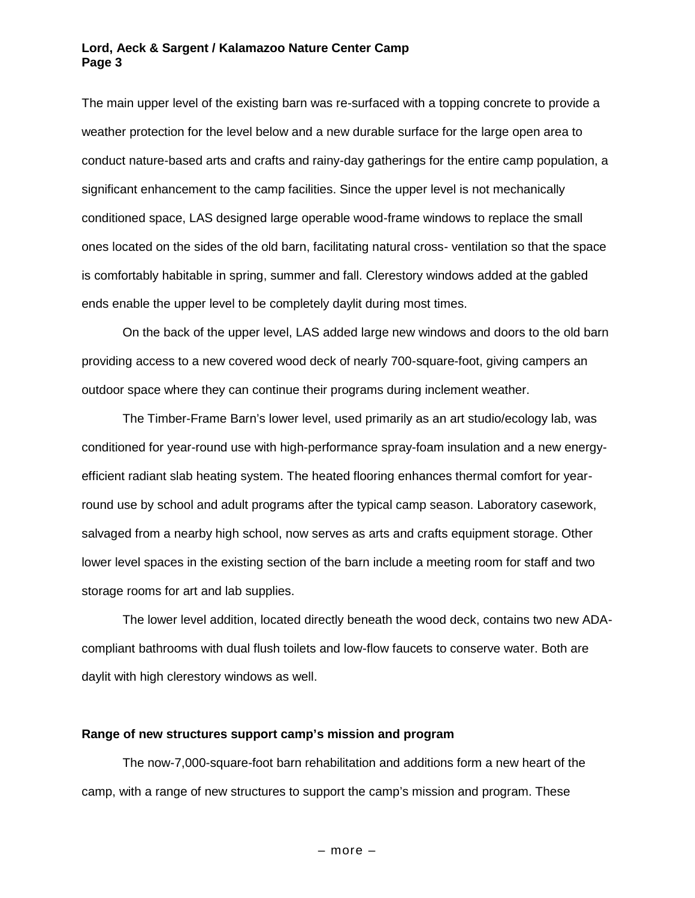The main upper level of the existing barn was re-surfaced with a topping concrete to provide a weather protection for the level below and a new durable surface for the large open area to conduct nature-based arts and crafts and rainy-day gatherings for the entire camp population, a significant enhancement to the camp facilities. Since the upper level is not mechanically conditioned space, LAS designed large operable wood-frame windows to replace the small ones located on the sides of the old barn, facilitating natural cross- ventilation so that the space is comfortably habitable in spring, summer and fall. Clerestory windows added at the gabled ends enable the upper level to be completely daylit during most times.

On the back of the upper level, LAS added large new windows and doors to the old barn providing access to a new covered wood deck of nearly 700-square-foot, giving campers an outdoor space where they can continue their programs during inclement weather.

The Timber-Frame Barn's lower level, used primarily as an art studio/ecology lab, was conditioned for year-round use with high-performance spray-foam insulation and a new energy-efficient radiant slab heating system. The heated flooring enhances thermal comfort for year-round use by school and adult programs after the typical camp season. Laboratory casework, salvaged from a nearby high school, now serves as arts and crafts equipment storage. Other lower level spaces in the existing section of the barn include a meeting room for staff and two storage rooms for art and lab supplies.

The lower level addition, located directly beneath the wood deck, contains two new ADA-compliant bathrooms with dual flush toilets and low-flow faucets to conserve water. Both are daylit with high clerestory windows as well.

**Range of new structures support camp's mission and program**

The now-7,000-square-foot barn rehabilitation and additions form a new heart of the camp, with a range of new structures to support the camp's mission and program. These

– more –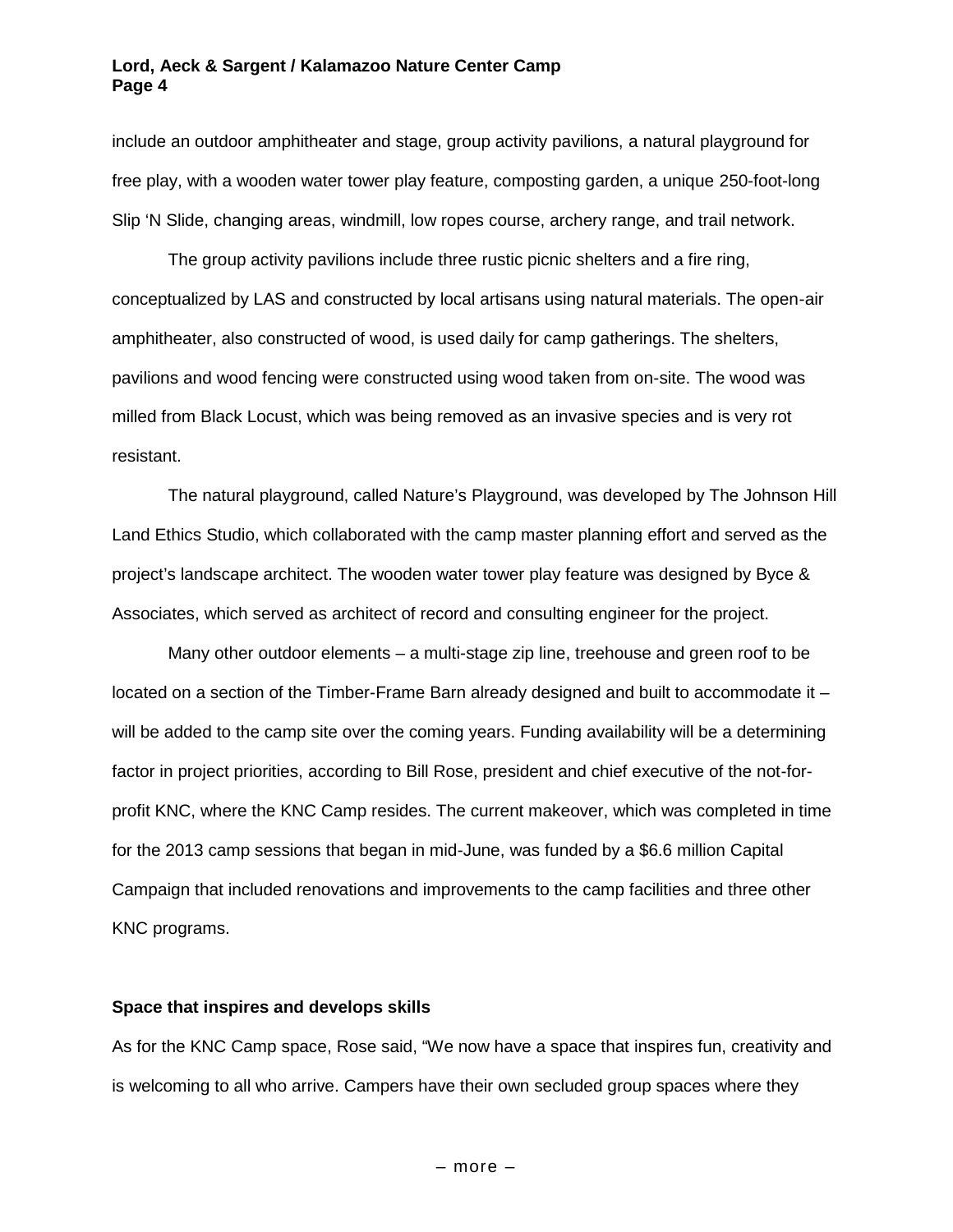include an outdoor amphitheater and stage, group activity pavilions, a natural playground for free play, with a wooden water tower play feature, composting garden, a unique 250-foot-long Slip 'N Slide, changing areas, windmill, low ropes course, archery range, and trail network.

The group activity pavilions include three rustic picnic shelters and a fire ring, conceptualized by LAS and constructed by local artisans using natural materials. The open-air amphitheater, also constructed of wood, is used daily for camp gatherings. The shelters, pavilions and wood fencing were constructed using wood taken from on-site. The wood was milled from Black Locust, which was being removed as an invasive species and is very rot resistant.

The natural playground, called Nature's Playground, was developed by The Johnson Hill Land Ethics Studio, which collaborated with the camp master planning effort and served as the project's landscape architect. The wooden water tower play feature was designed by Byce & Associates, which served as architect of record and consulting engineer for the project.

Many other outdoor elements – a multi-stage zip line, treehouse and green roof to be located on a section of the Timber-Frame Barn already designed and built to accommodate it – will be added to the camp site over the coming years. Funding availability will be a determining factor in project priorities, according to Bill Rose, president and chief executive of the not-for-profit KNC, where the KNC Camp resides. The current makeover, which was completed in time for the 2013 camp sessions that began in mid-June, was funded by a $6.6 million Capital Campaign that included renovations and improvements to the camp facilities and three other KNC programs.

**Space that inspires and develops skills**

As for the KNC Camp space, Rose said, "We now have a space that inspires fun, creativity and is welcoming to all who arrive. Campers have their own secluded group spaces where they

– more –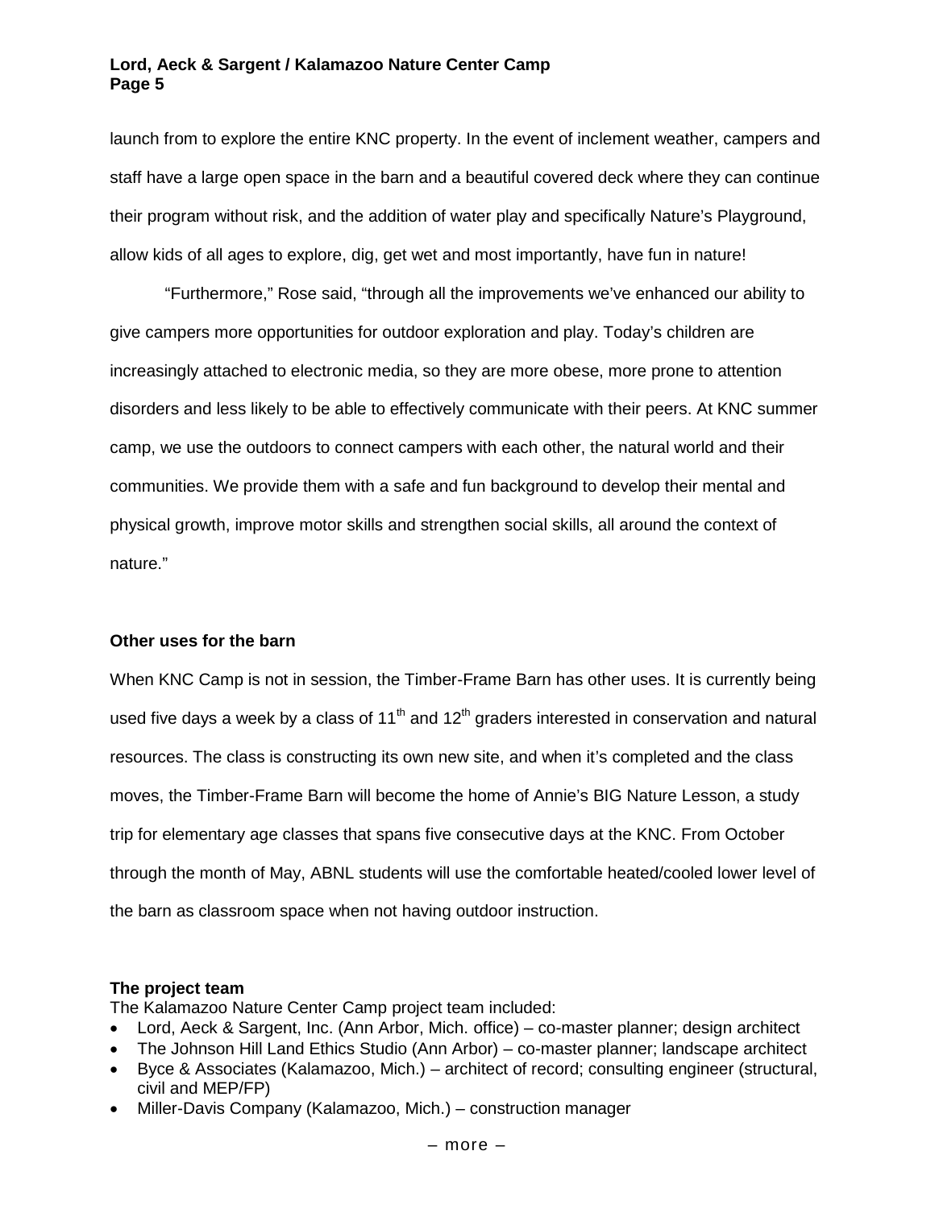launch from to explore the entire KNC property. In the event of inclement weather, campers and staff have a large open space in the barn and a beautiful covered deck where they can continue their program without risk, and the addition of water play and specifically Nature's Playground, allow kids of all ages to explore, dig, get wet and most importantly, have fun in nature!

"Furthermore," Rose said, "through all the improvements we've enhanced our ability to give campers more opportunities for outdoor exploration and play. Today's children are increasingly attached to electronic media, so they are more obese, more prone to attention disorders and less likely to be able to effectively communicate with their peers. At KNC summer camp, we use the outdoors to connect campers with each other, the natural world and their communities. We provide them with a safe and fun background to develop their mental and physical growth, improve motor skills and strengthen social skills, all around the context of nature."

**Other uses for the barn**

When KNC Camp is not in session, the Timber-Frame Barn has other uses. It is currently being used five days a week by a class of 11th and 12th graders interested in conservation and natural resources. The class is constructing its own new site, and when it's completed and the class moves, the Timber-Frame Barn will become the home of Annie's BIG Nature Lesson, a study trip for elementary age classes that spans five consecutive days at the KNC. From October through the month of May, ABNL students will use the comfortable heated/cooled lower level of the barn as classroom space when not having outdoor instruction.

**The project team**

The Kalamazoo Nature Center Camp project team included:

- Lord, Aeck & Sargent, Inc. (Ann Arbor, Mich. office) – co-master planner; design architect
- The Johnson Hill Land Ethics Studio (Ann Arbor) – co-master planner; landscape architect
- Byce & Associates (Kalamazoo, Mich.) – architect of record; consulting engineer (structural, civil and MEP/FP)
- Miller-Davis Company (Kalamazoo, Mich.) – construction manager

– more –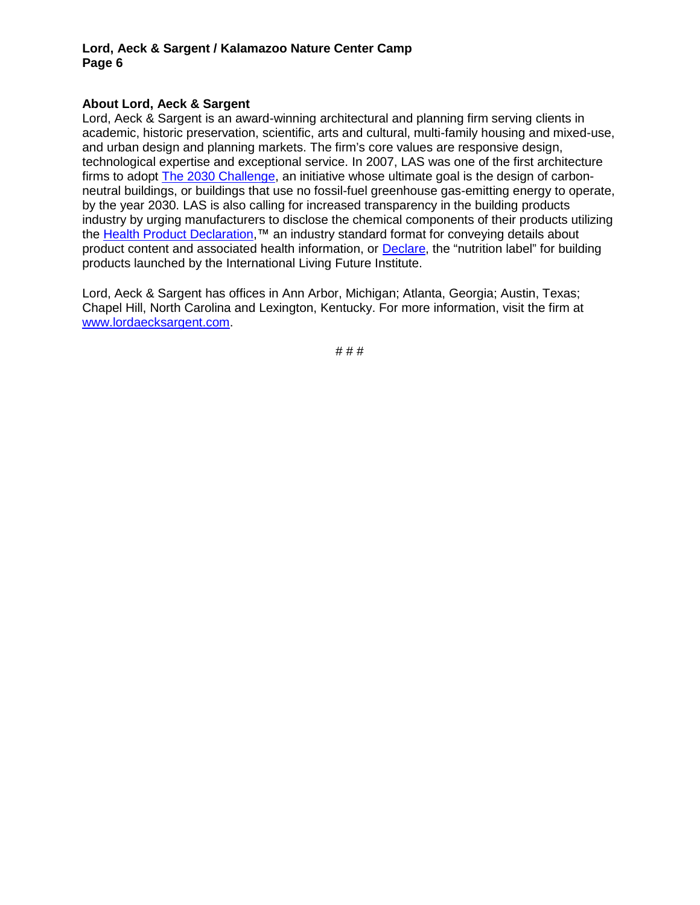## About Lord, Aeck & Sargent

Lord, Aeck & Sargent is an award-winning architectural and planning firm serving clients in academic, historic preservation, scientific, arts and cultural, multi-family housing and mixed-use, and urban design and planning markets. The firm's core values are responsive design, technological expertise and exceptional service. In 2007, LAS was one of the first architecture firms to adopt The 2030 Challenge, an initiative whose ultimate goal is the design of carbon-neutral buildings, or buildings that use no fossil-fuel greenhouse gas-emitting energy to operate, by the year 2030. LAS is also calling for increased transparency in the building products industry by urging manufacturers to disclose the chemical components of their products utilizing the Health Product Declaration,™ an industry standard format for conveying details about product content and associated health information, or Declare, the "nutrition label" for building products launched by the International Living Future Institute.

Lord, Aeck & Sargent has offices in Ann Arbor, Michigan; Atlanta, Georgia; Austin, Texas; Chapel Hill, North Carolina and Lexington, Kentucky. For more information, visit the firm at www.lordaecksargent.com.

# # #